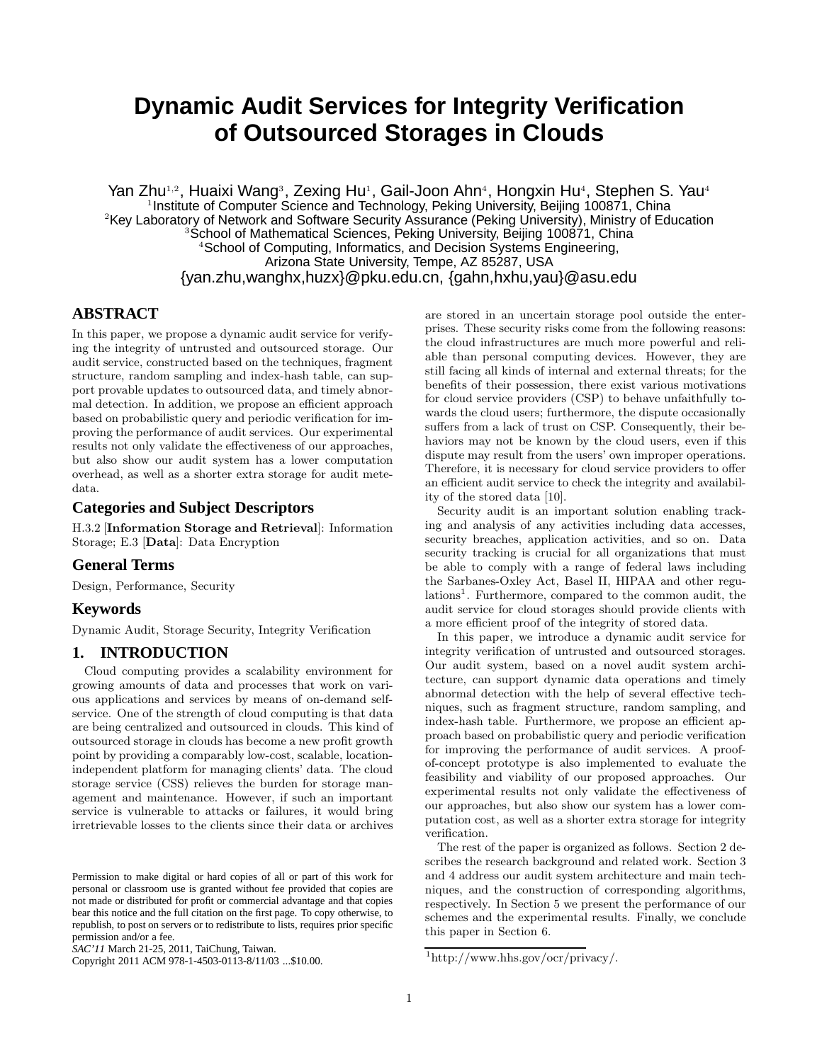# Dynamic Audit Services for Integrity Verification of Outsourced Storages in Clouds

Yan Zhu[1,2], Huaixi Wang[3], Zexing Hu[1], Gail-Joon Ahn[4], Hongxin Hu[4], Stephen S. Yau[4]

[1]Institute of Computer Science and Technology, Peking University, Beijing 100871, China
[2]Key Laboratory of Network and Software Security Assurance (Peking University), Ministry of Education
[3]School of Mathematical Sciences, Peking University, Beijing 100871, China
[4]School of Computing, Informatics, and Decision Systems Engineering, Arizona State University, Tempe, AZ 85287, USA

{yan.zhu,wanghx,huzx}@pku.edu.cn, {gahn,hxhu,yau}@asu.edu

## ABSTRACT

In this paper, we propose a dynamic audit service for verifying the integrity of untrusted and outsourced storage. Our audit service, constructed based on the techniques, fragment structure, random sampling and index-hash table, can support provable updates to outsourced data, and timely abnormal detection. In addition, we propose an efficient approach based on probabilistic query and periodic verification for improving the performance of audit services. Our experimental results not only validate the effectiveness of our approaches, but also show our audit system has a lower computation overhead, as well as a shorter extra storage for audit metedata.

## Categories and Subject Descriptors

H.3.2 [**Information Storage and Retrieval**]: Information Storage; E.3 [**Data**]: Data Encryption

## General Terms

Design, Performance, Security

## Keywords

Dynamic Audit, Storage Security, Integrity Verification

## 1. INTRODUCTION

Cloud computing provides a scalability environment for growing amounts of data and processes that work on various applications and services by means of on-demand self-service. One of the strength of cloud computing is that data are being centralized and outsourced in clouds. This kind of outsourced storage in clouds has become a new profit growth point by providing a comparably low-cost, scalable, location-independent platform for managing clients' data. The cloud storage service (CSS) relieves the burden for storage management and maintenance. However, if such an important service is vulnerable to attacks or failures, it would bring irretrievable losses to the clients since their data or archives are stored in an uncertain storage pool outside the enterprises. These security risks come from the following reasons: the cloud infrastructures are much more powerful and reliable than personal computing devices. However, they are still facing all kinds of internal and external threats; for the benefits of their possession, there exist various motivations for cloud service providers (CSP) to behave unfaithfully towards the cloud users; furthermore, the dispute occasionally suffers from a lack of trust on CSP. Consequently, their behaviors may not be known by the cloud users, even if this dispute may result from the users' own improper operations. Therefore, it is necessary for cloud service providers to offer an efficient audit service to check the integrity and availability of the stored data [10].

Security audit is an important solution enabling tracking and analysis of any activities including data accesses, security breaches, application activities, and so on. Data security tracking is crucial for all organizations that must be able to comply with a range of federal laws including the Sarbanes-Oxley Act, Basel II, HIPAA and other regulations[1]. Furthermore, compared to the common audit, the audit service for cloud storages should provide clients with a more efficient proof of the integrity of stored data.

In this paper, we introduce a dynamic audit service for integrity verification of untrusted and outsourced storages. Our audit system, based on a novel audit system architecture, can support dynamic data operations and timely abnormal detection with the help of several effective techniques, such as fragment structure, random sampling, and index-hash table. Furthermore, we propose an efficient approach based on probabilistic query and periodic verification for improving the performance of audit services. A proof-of-concept prototype is also implemented to evaluate the feasibility and viability of our proposed approaches. Our experimental results not only validate the effectiveness of our approaches, but also show our system has a lower computation cost, as well as a shorter extra storage for integrity verification.

The rest of the paper is organized as follows. Section 2 describes the research background and related work. Section 3 and 4 address our audit system architecture and main techniques, and the construction of corresponding algorithms, respectively. In Section 5 we present the performance of our schemes and the experimental results. Finally, we conclude this paper in Section 6.

[1]http://www.hhs.gov/ocr/privacy/.

Permission to make digital or hard copies of all or part of this work for personal or classroom use is granted without fee provided that copies are not made or distributed for profit or commercial advantage and that copies bear this notice and the full citation on the first page. To copy otherwise, to republish, to post on servers or to redistribute to lists, requires prior specific permission and/or a fee.
*SAC'11* March 21-25, 2011, TaiChung, Taiwan.
Copyright 2011 ACM 978-1-4503-0113-8/11/03 ...$10.00.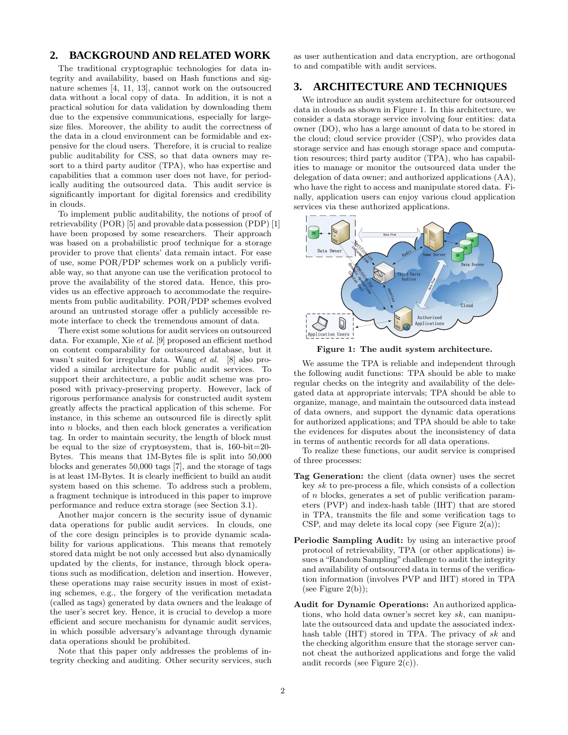## 2. BACKGROUND AND RELATED WORK

The traditional cryptographic technologies for data integrity and availability, based on Hash functions and signature schemes [4, 11, 13], cannot work on the outsoucred data without a local copy of data. In addition, it is not a practical solution for data validation by downloading them due to the expensive communications, especially for large-size files. Moreover, the ability to audit the correctness of the data in a cloud environment can be formidable and expensive for the cloud users. Therefore, it is crucial to realize public auditability for CSS, so that data owners may resort to a third party auditor (TPA), who has expertise and capabilities that a common user does not have, for periodically auditing the outsourced data. This audit service is significantly important for digital forensics and credibility in clouds.

To implement public auditability, the notions of proof of retrievability (POR) [5] and provable data possession (PDP) [1] have been proposed by some researchers. Their approach was based on a probabilistic proof technique for a storage provider to prove that clients' data remain intact. For ease of use, some POR/PDP schemes work on a publicly verifiable way, so that anyone can use the verification protocol to prove the availability of the stored data. Hence, this provides us an effective approach to accommodate the requirements from public auditability. POR/PDP schemes evolved around an untrusted storage offer a publicly accessible remote interface to check the tremendous amount of data.

There exist some solutions for audit services on outsourced data. For example, Xie *et al.* [9] proposed an efficient method on content comparability for outsourced database, but it wasn't suited for irregular data. Wang *et al.* [8] also provided a similar architecture for public audit services. To support their architecture, a public audit scheme was proposed with privacy-preserving property. However, lack of rigorous performance analysis for constructed audit system greatly affects the practical application of this scheme. For instance, in this scheme an outsourced file is directly split into $n$ blocks, and then each block generates a verification tag. In order to maintain security, the length of block must be equal to the size of cryptosystem, that is, 160-bit=20-Bytes. This means that 1M-Bytes file is split into 50,000 blocks and generates 50,000 tags [7], and the storage of tags is at least 1M-Bytes. It is clearly inefficient to build an audit system based on this scheme. To address such a problem, a fragment technique is introduced in this paper to improve performance and reduce extra storage (see Section 3.1).

Another major concern is the security issue of dynamic data operations for public audit services. In clouds, one of the core design principles is to provide dynamic scalability for various applications. This means that remotely stored data might be not only accessed but also dynamically updated by the clients, for instance, through block operations such as modification, deletion and insertion. However, these operations may raise security issues in most of existing schemes, e.g., the forgery of the verification metadata (called as tags) generated by data owners and the leakage of the user's secret key. Hence, it is crucial to develop a more efficient and secure mechanism for dynamic audit services, in which possible adversary's advantage through dynamic data operations should be prohibited.

Note that this paper only addresses the problems of integrity checking and auditing. Other security services, such as user authentication and data encryption, are orthogonal to and compatible with audit services.

## 3. ARCHITECTURE AND TECHNIQUES

We introduce an audit system architecture for outsourced data in clouds as shown in Figure 1. In this architecture, we consider a data storage service involving four entities: data owner (DO), who has a large amount of data to be stored in the cloud; cloud service provider (CSP), who provides data storage service and has enough storage space and computation resources; third party auditor (TPA), who has capabilities to manage or monitor the outsourced data under the delegation of data owner; and authorized applications (AA), who have the right to access and manipulate stored data. Finally, application users can enjoy various cloud application services via these authorized applications.

**Figure 1: The audit system architecture.**

We assume the TPA is reliable and independent through the following audit functions: TPA should be able to make regular checks on the integrity and availability of the delegated data at appropriate intervals; TPA should be able to organize, manage, and maintain the outsourced data instead of data owners, and support the dynamic data operations for authorized applications; and TPA should be able to take the evidences for disputes about the inconsistency of data in terms of authentic records for all data operations.

To realize these functions, our audit service is comprised of three processes:

**Tag Generation:** the client (data owner) uses the secret key $sk$ to pre-process a file, which consists of a collection of $n$ blocks, generates a set of public verification parameters (PVP) and index-hash table (IHT) that are stored in TPA, transmits the file and some verification tags to CSP, and may delete its local copy (see Figure 2(a));

**Periodic Sampling Audit:** by using an interactive proof protocol of retrievability, TPA (or other applications) issues a "Random Sampling" challenge to audit the integrity and availability of outsourced data in terms of the verification information (involves PVP and IHT) stored in TPA (see Figure 2(b));

**Audit for Dynamic Operations:** An authorized applications, who hold data owner's secret key $sk$, can manipulate the outsourced data and update the associated index-hash table (IHT) stored in TPA. The privacy of $sk$ and the checking algorithm ensure that the storage server cannot cheat the authorized applications and forge the valid audit records (see Figure 2(c)).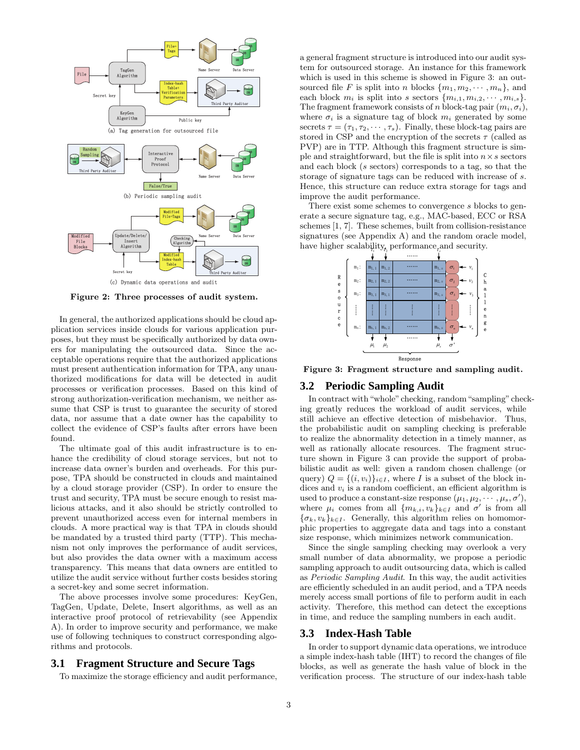Figure 2: Three processes of audit system.

In general, the authorized applications should be cloud application services inside clouds for various application purposes, but they must be specifically authorized by data owners for manipulating the outsourced data. Since the acceptable operations require that the authorized applications must present authentication information for TPA, any unauthorized modifications for data will be detected in audit processes or verification processes. Based on this kind of strong authorization-verification mechanism, we neither assume that CSP is trust to guarantee the security of stored data, nor assume that a date owner has the capability to collect the evidence of CSP's faults after errors have been found.

The ultimate goal of this audit infrastructure is to enhance the credibility of cloud storage services, but not to increase data owner's burden and overheads. For this purpose, TPA should be constructed in clouds and maintained by a cloud storage provider (CSP). In order to ensure the trust and security, TPA must be secure enough to resist malicious attacks, and it also should be strictly controlled to prevent unauthorized access even for internal members in clouds. A more practical way is that TPA in clouds should be mandated by a trusted third party (TTP). This mechanism not only improves the performance of audit services, but also provides the data owner with a maximum access transparency. This means that data owners are entitled to utilize the audit service without further costs besides storing a secret-key and some secret information.

The above processes involve some procedures: KeyGen, TagGen, Update, Delete, Insert algorithms, as well as an interactive proof protocol of retrievability (see Appendix A). In order to improve security and performance, we make use of following techniques to construct corresponding algorithms and protocols.

## 3.1 Fragment Structure and Secure Tags

To maximize the storage efficiency and audit performance, a general fragment structure is introduced into our audit system for outsourced storage. An instance for this framework which is used in this scheme is showed in Figure 3: an outsourced file $F$ is split into $n$ blocks $\{m_1, m_2, \cdots, m_n\}$, and each block $m_i$ is split into $s$ sectors $\{m_{i,1}, m_{i,2}, \cdots, m_{i,s}\}$. The fragment framework consists of $n$ block-tag pair $(m_i, \sigma_i)$, where $\sigma_i$ is a signature tag of block $m_i$ generated by some secrets $\tau = (\tau_1, \tau_2, \cdots, \tau_s)$. Finally, these block-tag pairs are stored in CSP and the encryption of the secrets $\tau$ (called as PVP) are in TTP. Although this fragment structure is simple and straightforward, but the file is split into $n \times s$ sectors and each block ($s$ sectors) corresponds to a tag, so that the storage of signature tags can be reduced with increase of $s$. Hence, this structure can reduce extra storage for tags and improve the audit performance.

There exist some schemes to convergence $s$ blocks to generate a secure signature tag, e.g., MAC-based, ECC or RSA schemes [1, 7]. These schemes, built from collision-resistance signatures (see Appendix A) and the random oracle model, have higher scalability, performance and security.

Figure 3: Fragment structure and sampling audit.

## 3.2 Periodic Sampling Audit

In contract with "whole" checking, random "sampling" checking greatly reduces the workload of audit services, while still achieve an effective detection of misbehavior. Thus, the probabilistic audit on sampling checking is preferable to realize the abnormality detection in a timely manner, as well as rationally allocate resources. The fragment structure shown in Figure 3 can provide the support of probabilistic audit as well: given a random chosen challenge (or query) $Q = \{(i, v_i)\}_{i \in I}$, where $I$ is a subset of the block indices and $v_i$ is a random coefficient, an efficient algorithm is used to produce a constant-size response $(\mu_1, \mu_2, \cdots, \mu_s, \sigma')$, where $\mu_i$ comes from all $\{m_{k,i}, v_k\}_{k \in I}$ and $\sigma'$ is from all $\{\sigma_k, v_k\}_{k \in I}$. Generally, this algorithm relies on homomorphic properties to aggregate data and tags into a constant size response, which minimizes network communication.

Since the single sampling checking may overlook a very small number of data abnormality, we propose a periodic sampling approach to audit outsourcing data, which is called as *Periodic Sampling Audit*. In this way, the audit activities are efficiently scheduled in an audit period, and a TPA needs merely access small portions of file to perform audit in each activity. Therefore, this method can detect the exceptions in time, and reduce the sampling numbers in each audit.

## 3.3 Index-Hash Table

In order to support dynamic data operations, we introduce a simple index-hash table (IHT) to record the changes of file blocks, as well as generate the hash value of block in the verification process. The structure of our index-hash table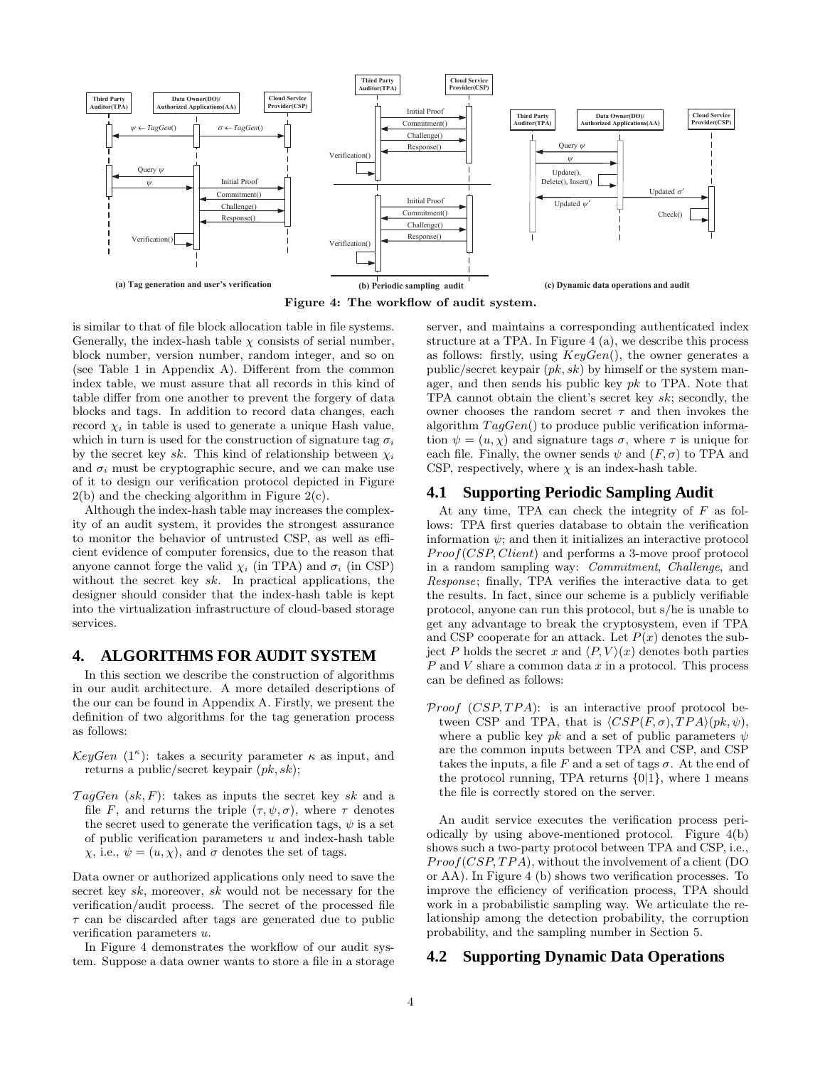Figure 4: The workflow of audit system.

is similar to that of file block allocation table in file systems. Generally, the index-hash table $\chi$ consists of serial number, block number, version number, random integer, and so on (see Table 1 in Appendix A). Different from the common index table, we must assure that all records in this kind of table differ from one another to prevent the forgery of data blocks and tags. In addition to record data changes, each record $\chi_i$ in table is used to generate a unique Hash value, which in turn is used for the construction of signature tag $\sigma_i$ by the secret key $sk$. This kind of relationship between $\chi_i$ and $\sigma_i$ must be cryptographic secure, and we can make use of it to design our verification protocol depicted in Figure 2(b) and the checking algorithm in Figure 2(c).

Although the index-hash table may increases the complexity of an audit system, it provides the strongest assurance to monitor the behavior of untrusted CSP, as well as efficient evidence of computer forensics, due to the reason that anyone cannot forge the valid $\chi_i$ (in TPA) and $\sigma_i$ (in CSP) without the secret key $sk$. In practical applications, the designer should consider that the index-hash table is kept into the virtualization infrastructure of cloud-based storage services.

## 4. ALGORITHMS FOR AUDIT SYSTEM

In this section we describe the construction of algorithms in our audit architecture. A more detailed descriptions of the our can be found in Appendix A. Firstly, we present the definition of two algorithms for the tag generation process as follows:

$\mathcal{K}eyGen$ $(1^\kappa)$: takes a security parameter $\kappa$ as input, and returns a public/secret keypair $(pk, sk)$;

$\mathcal{T}agGen$ $(sk, F)$: takes as inputs the secret key $sk$ and a file $F$, and returns the triple $(\tau, \psi, \sigma)$, where $\tau$ denotes the secret used to generate the verification tags, $\psi$ is a set of public verification parameters $u$ and index-hash table $\chi$, i.e., $\psi = (u, \chi)$, and $\sigma$ denotes the set of tags.

Data owner or authorized applications only need to save the secret key $sk$, moreover, $sk$ would not be necessary for the verification/audit process. The secret of the processed file $\tau$ can be discarded after tags are generated due to public verification parameters $u$.

In Figure 4 demonstrates the workflow of our audit system. Suppose a data owner wants to store a file in a storage server, and maintains a corresponding authenticated index structure at a TPA. In Figure 4 (a), we describe this process as follows: firstly, using $KeyGen()$, the owner generates a public/secret keypair $(pk, sk)$ by himself or the system manager, and then sends his public key $pk$ to TPA. Note that TPA cannot obtain the client's secret key $sk$; secondly, the owner chooses the random secret $\tau$ and then invokes the algorithm $TagGen()$ to produce public verification information $\psi = (u, \chi)$ and signature tags $\sigma$, where $\tau$ is unique for each file. Finally, the owner sends $\psi$ and $(F, \sigma)$ to TPA and CSP, respectively, where $\chi$ is an index-hash table.

### 4.1 Supporting Periodic Sampling Audit

At any time, TPA can check the integrity of $F$ as follows: TPA first queries database to obtain the verification information $\psi$; and then it initializes an interactive protocol $Proof(CSP, Client)$ and performs a 3-move proof protocol in a random sampling way: *Commitment*, *Challenge*, and *Response*; finally, TPA verifies the interactive data to get the results. In fact, since our scheme is a publicly verifiable protocol, anyone can run this protocol, but s/he is unable to get any advantage to break the cryptosystem, even if TPA and CSP cooperate for an attack. Let $P(x)$ denotes the subject $P$ holds the secret $x$ and $\langle P, V\rangle(x)$ denotes both parties $P$ and $V$ share a common data $x$ in a protocol. This process can be defined as follows:

$\mathcal{P}roof$ $(CSP, TPA)$: is an interactive proof protocol between CSP and TPA, that is $\langle CSP(F, \sigma), TPA\rangle(pk, \psi)$, where a public key $pk$ and a set of public parameters $\psi$ are the common inputs between TPA and CSP, and CSP takes the inputs, a file $F$ and a set of tags $\sigma$. At the end of the protocol running, TPA returns $\{0|1\}$, where 1 means the file is correctly stored on the server.

An audit service executes the verification process periodically by using above-mentioned protocol. Figure 4(b) shows such a two-party protocol between TPA and CSP, i.e., $Proof(CSP, TPA)$, without the involvement of a client (DO or AA). In Figure 4 (b) shows two verification processes. To improve the efficiency of verification process, TPA should work in a probabilistic sampling way. We articulate the relationship among the detection probability, the corruption probability, and the sampling number in Section 5.

### 4.2 Supporting Dynamic Data Operations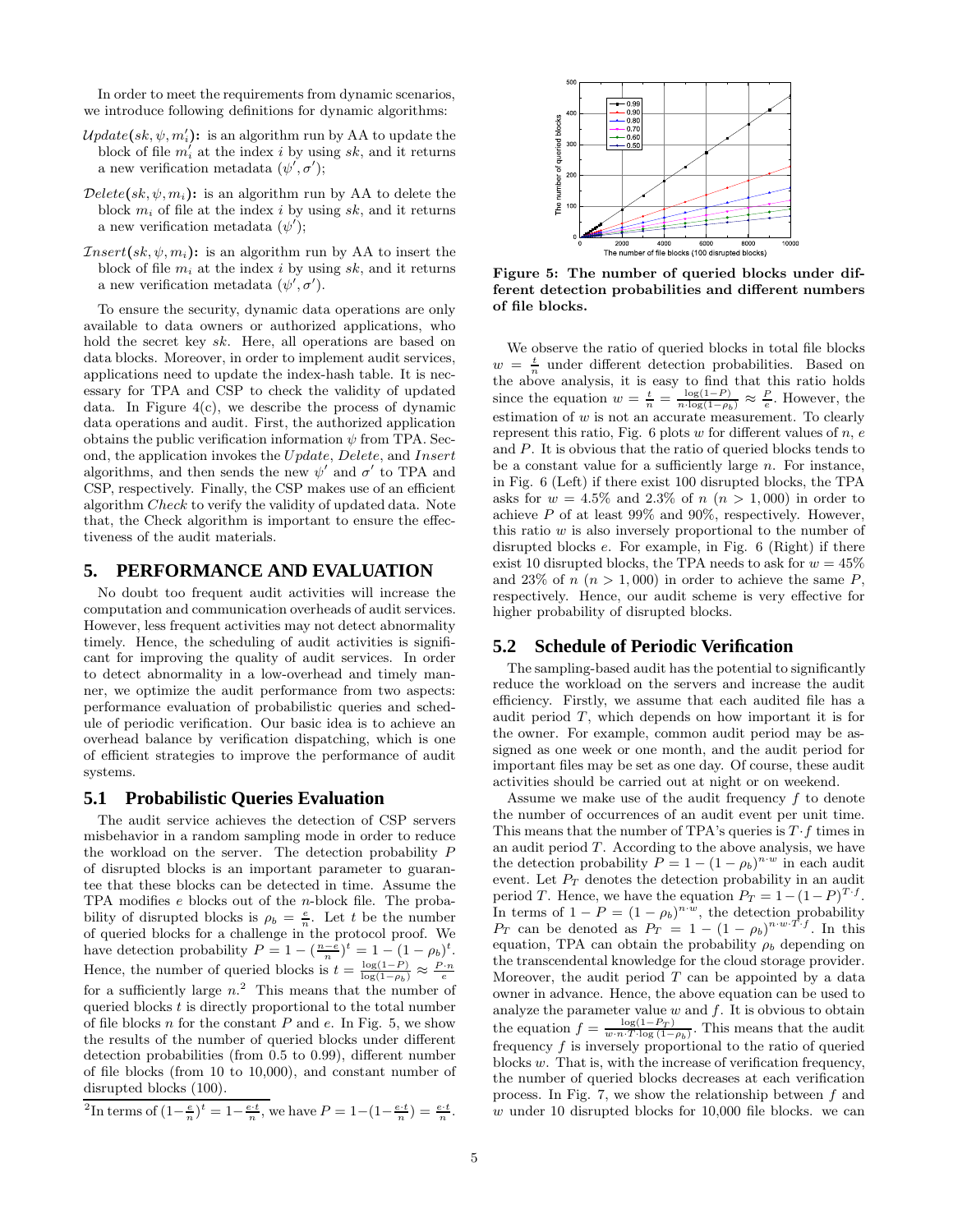In order to meet the requirements from dynamic scenarios, we introduce following definitions for dynamic algorithms:

$\mathcal{U}pdate(sk, \psi, m'_i)$**:** is an algorithm run by AA to update the block of file $m'_i$ at the index $i$ by using $sk$, and it returns a new verification metadata $(\psi', \sigma')$;

$\mathcal{D}elete(sk, \psi, m_i)$**:** is an algorithm run by AA to delete the block $m_i$ of file at the index $i$ by using $sk$, and it returns a new verification metadata $(\psi')$;

$\mathcal{I}nsert(sk, \psi, m_i)$**:** is an algorithm run by AA to insert the block of file $m_i$ at the index $i$ by using $sk$, and it returns a new verification metadata $(\psi', \sigma')$.

To ensure the security, dynamic data operations are only available to data owners or authorized applications, who hold the secret key $sk$. Here, all operations are based on data blocks. Moreover, in order to implement audit services, applications need to update the index-hash table. It is necessary for TPA and CSP to check the validity of updated data. In Figure 4(c), we describe the process of dynamic data operations and audit. First, the authorized application obtains the public verification information $\psi$ from TPA. Second, the application invokes the *Update*, *Delete*, and *Insert* algorithms, and then sends the new $\psi'$ and $\sigma'$ to TPA and CSP, respectively. Finally, the CSP makes use of an efficient algorithm *Check* to verify the validity of updated data. Note that, the Check algorithm is important to ensure the effectiveness of the audit materials.

## 5. PERFORMANCE AND EVALUATION

No doubt too frequent audit activities will increase the computation and communication overheads of audit services. However, less frequent activities may not detect abnormality timely. Hence, the scheduling of audit activities is significant for improving the quality of audit services. In order to detect abnormality in a low-overhead and timely manner, we optimize the audit performance from two aspects: performance evaluation of probabilistic queries and schedule of periodic verification. Our basic idea is to achieve an overhead balance by verification dispatching, which is one of efficient strategies to improve the performance of audit systems.

### 5.1 Probabilistic Queries Evaluation

The audit service achieves the detection of CSP servers misbehavior in a random sampling mode in order to reduce the workload on the server. The detection probability $P$ of disrupted blocks is an important parameter to guarantee that these blocks can be detected in time. Assume the TPA modifies $e$ blocks out of the $n$-block file. The probability of disrupted blocks is $\rho_b = \frac{e}{n}$. Let $t$ be the number of queried blocks for a challenge in the protocol proof. We have detection probability $P = 1 - (\frac{n-e}{n})^t = 1 - (1-\rho_b)^t$. Hence, the number of queried blocks is $t = \frac{\log(1-P)}{\log(1-\rho_b)} \approx \frac{P \cdot n}{e}$ for a sufficiently large $n$.[2] This means that the number of queried blocks $t$ is directly proportional to the total number of file blocks $n$ for the constant $P$ and $e$. In Fig. 5, we show the results of the number of queried blocks under different detection probabilities (from 0.5 to 0.99), different number of file blocks (from 10 to 10,000), and constant number of disrupted blocks (100).

[2] In terms of $(1-\frac{e}{n})^t = 1-\frac{e \cdot t}{n}$, we have $P = 1-(1-\frac{e \cdot t}{n}) = \frac{e \cdot t}{n}$.

**Figure 5: The number of queried blocks under different detection probabilities and different numbers of file blocks.**

We observe the ratio of queried blocks in total file blocks $w = \frac{t}{n}$ under different detection probabilities. Based on the above analysis, it is easy to find that this ratio holds since the equation $w = \frac{t}{n} = \frac{\log(1-P)}{n \cdot \log(1-\rho_b)} \approx \frac{P}{e}$. However, the estimation of $w$ is not an accurate measurement. To clearly represent this ratio, Fig. 6 plots $w$ for different values of $n$, $e$ and $P$. It is obvious that the ratio of queried blocks tends to be a constant value for a sufficiently large $n$. For instance, in Fig. 6 (Left) if there exist 100 disrupted blocks, the TPA asks for $w = 4.5\%$ and $2.3\%$ of $n$ ($n > 1,000$) in order to achieve $P$ of at least 99% and 90%, respectively. However, this ratio $w$ is also inversely proportional to the number of disrupted blocks $e$. For example, in Fig. 6 (Right) if there exist 10 disrupted blocks, the TPA needs to ask for $w = 45\%$ and 23% of $n$ ($n > 1,000$) in order to achieve the same $P$, respectively. Hence, our audit scheme is very effective for higher probability of disrupted blocks.

### 5.2 Schedule of Periodic Verification

The sampling-based audit has the potential to significantly reduce the workload on the servers and increase the audit efficiency. Firstly, we assume that each audited file has a audit period $T$, which depends on how important it is for the owner. For example, common audit period may be assigned as one week or one month, and the audit period for important files may be set as one day. Of course, these audit activities should be carried out at night or on weekend.

Assume we make use of the audit frequency $f$ to denote the number of occurrences of an audit event per unit time. This means that the number of TPA's queries is $T \cdot f$ times in an audit period $T$. According to the above analysis, we have the detection probability $P = 1 - (1-\rho_b)^{n \cdot w}$ in each audit event. Let $P_T$ denotes the detection probability in an audit period $T$. Hence, we have the equation $P_T = 1 - (1-P)^{T \cdot f}$. In terms of $1 - P = (1-\rho_b)^{n \cdot w}$, the detection probability $P_T$ can be denoted as $P_T = 1 - (1-\rho_b)^{n \cdot w \cdot T \cdot f}$. In this equation, TPA can obtain the probability $\rho_b$ depending on the transcendental knowledge for the cloud storage provider. Moreover, the audit period $T$ can be appointed by a data owner in advance. Hence, the above equation can be used to analyze the parameter value $w$ and $f$. It is obvious to obtain the equation $f = \frac{\log(1-P_T)}{w \cdot n \cdot T \cdot \log(1-\rho_b)}$. This means that the audit frequency $f$ is inversely proportional to the ratio of queried blocks $w$. That is, with the increase of verification frequency, the number of queried blocks decreases at each verification process. In Fig. 7, we show the relationship between $f$ and $w$ under 10 disrupted blocks for 10,000 file blocks. we can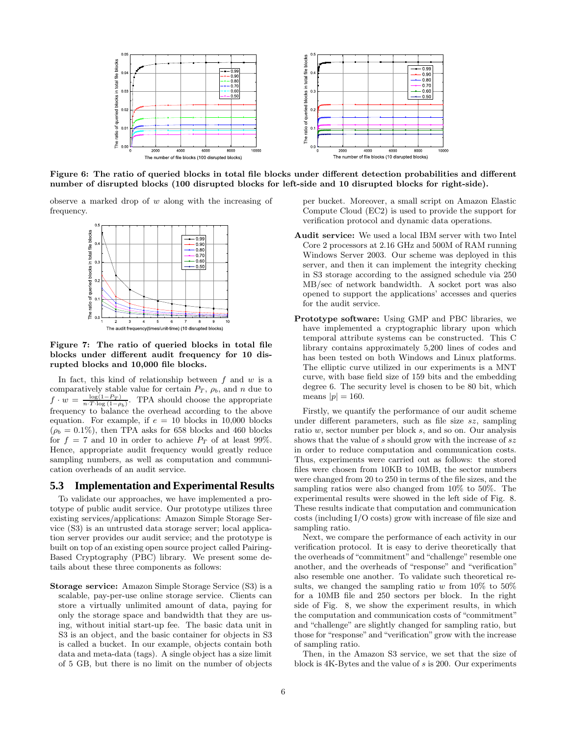**Figure 6: The ratio of queried blocks in total file blocks under different detection probabilities and different number of disrupted blocks (100 disrupted blocks for left-side and 10 disrupted blocks for right-side).**

observe a marked drop of $w$ along with the increasing of frequency.

**Figure 7: The ratio of queried blocks in total file blocks under different audit frequency for 10 disrupted blocks and 10,000 file blocks.**

In fact, this kind of relationship between $f$ and $w$ is a comparatively stable value for certain $P_T$, $\rho_b$, and $n$ due to $f \cdot w = \frac{\log(1-P_T)}{n \cdot T \cdot \log(1-\rho_b)}$. TPA should choose the appropriate frequency to balance the overhead according to the above equation. For example, if $e = 10$ blocks in 10,000 blocks ($\rho_b = 0.1\%$), then TPA asks for 658 blocks and 460 blocks for $f = 7$ and 10 in order to achieve $P_T$ of at least 99%. Hence, appropriate audit frequency would greatly reduce sampling numbers, as well as computation and communication overheads of an audit service.

## 5.3 Implementation and Experimental Results

To validate our approaches, we have implemented a prototype of public audit service. Our prototype utilizes three existing services/applications: Amazon Simple Storage Service (S3) is an untrusted data storage server; local application server provides our audit service; and the prototype is built on top of an existing open source project called Pairing-Based Cryptography (PBC) library. We present some details about these three components as follows:

- **Storage service:** Amazon Simple Storage Service (S3) is a scalable, pay-per-use online storage service. Clients can store a virtually unlimited amount of data, paying for only the storage space and bandwidth that they are using, without initial start-up fee. The basic data unit in S3 is an object, and the basic container for objects in S3 is called a bucket. In our example, objects contain both data and meta-data (tags). A single object has a size limit of 5 GB, but there is no limit on the number of objects per bucket. Moreover, a small script on Amazon Elastic Compute Cloud (EC2) is used to provide the support for verification protocol and dynamic data operations.
- **Audit service:** We used a local IBM server with two Intel Core 2 processors at 2.16 GHz and 500M of RAM running Windows Server 2003. Our scheme was deployed in this server, and then it can implement the integrity checking in S3 storage according to the assigned schedule via 250 MB/sec of network bandwidth. A socket port was also opened to support the applications' accesses and queries for the audit service.
- **Prototype software:** Using GMP and PBC libraries, we have implemented a cryptographic library upon which temporal attribute systems can be constructed. This C library contains approximately 5,200 lines of codes and has been tested on both Windows and Linux platforms. The elliptic curve utilized in our experiments is a MNT curve, with base field size of 159 bits and the embedding degree 6. The security level is chosen to be 80 bit, which means $|p| = 160$.

Firstly, we quantify the performance of our audit scheme under different parameters, such as file size $sz$, sampling ratio $w$, sector number per block $s$, and so on. Our analysis shows that the value of $s$ should grow with the increase of $sz$ in order to reduce computation and communication costs. Thus, experiments were carried out as follows: the stored files were chosen from 10KB to 10MB, the sector numbers were changed from 20 to 250 in terms of the file sizes, and the sampling ratios were also changed from 10% to 50%. The experimental results were showed in the left side of Fig. 8. These results indicate that computation and communication costs (including I/O costs) grow with increase of file size and sampling ratio.

Next, we compare the performance of each activity in our verification protocol. It is easy to derive theoretically that the overheads of "commitment" and "challenge" resemble one another, and the overheads of "response" and "verification" also resemble one another. To validate such theoretical results, we changed the sampling ratio $w$ from 10% to 50% for a 10MB file and 250 sectors per block. In the right side of Fig. 8, we show the experiment results, in which the computation and communication costs of "commitment" and "challenge" are slightly changed for sampling ratio, but those for "response" and "verification" grow with the increase of sampling ratio.

Then, in the Amazon S3 service, we set that the size of block is 4K-Bytes and the value of $s$ is 200. Our experiments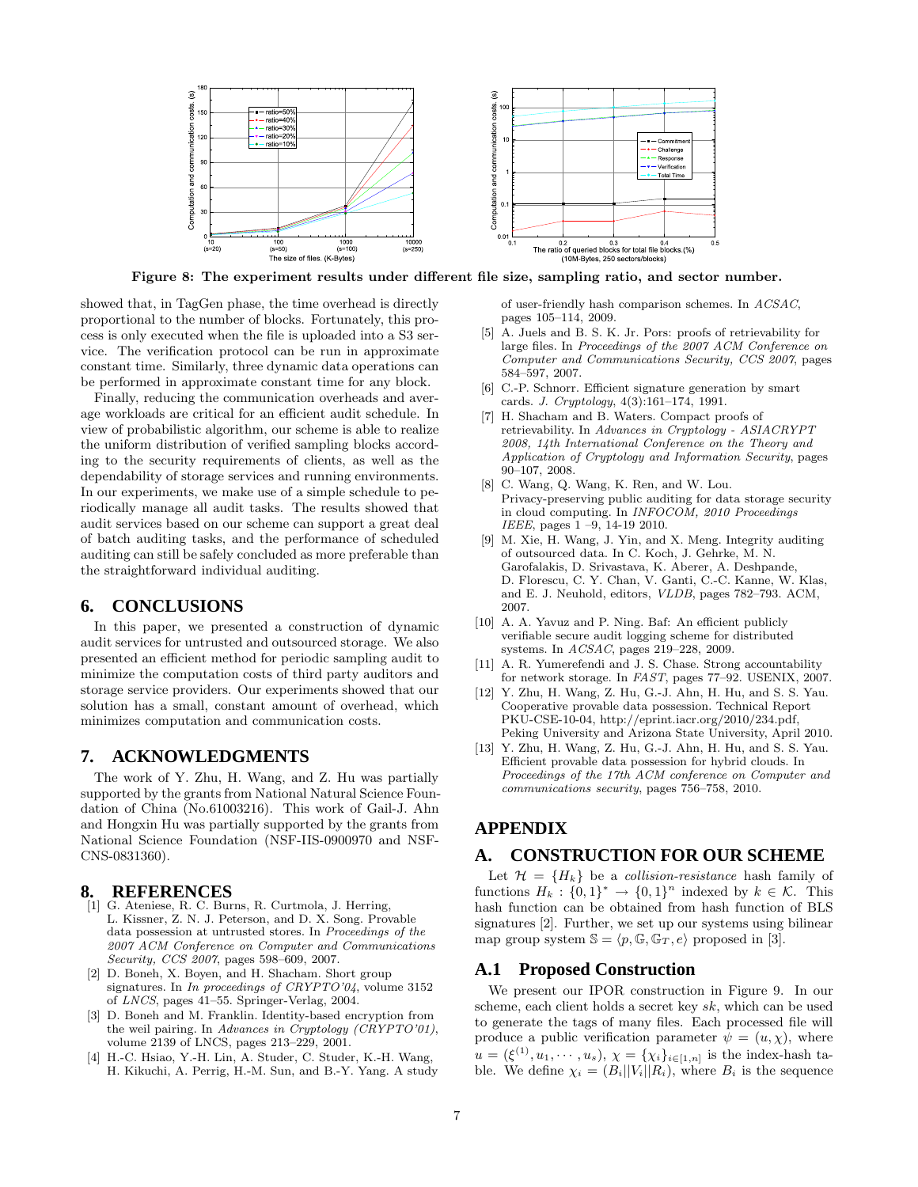Figure 8: **The experiment results under different file size, sampling ratio, and sector number.**

showed that, in TagGen phase, the time overhead is directly proportional to the number of blocks. Fortunately, this process is only executed when the file is uploaded into a S3 service. The verification protocol can be run in approximate constant time. Similarly, three dynamic data operations can be performed in approximate constant time for any block.

Finally, reducing the communication overheads and average workloads are critical for an efficient audit schedule. In view of probabilistic algorithm, our scheme is able to realize the uniform distribution of verified sampling blocks according to the security requirements of clients, as well as the dependability of storage services and running environments. In our experiments, we make use of a simple schedule to periodically manage all audit tasks. The results showed that audit services based on our scheme can support a great deal of batch auditing tasks, and the performance of scheduled auditing can still be safely concluded as more preferable than the straightforward individual auditing.

## 6. CONCLUSIONS

In this paper, we presented a construction of dynamic audit services for untrusted and outsourced storage. We also presented an efficient method for periodic sampling audit to minimize the computation costs of third party auditors and storage service providers. Our experiments showed that our solution has a small, constant amount of overhead, which minimizes computation and communication costs.

## 7. ACKNOWLEDGMENTS

The work of Y. Zhu, H. Wang, and Z. Hu was partially supported by the grants from National Natural Science Foundation of China (No.61003216). This work of Gail-J. Ahn and Hongxin Hu was partially supported by the grants from National Science Foundation (NSF-IIS-0900970 and NSF-CNS-0831360).

## 8. REFERENCES

[1] G. Ateniese, R. C. Burns, R. Curtmola, J. Herring, L. Kissner, Z. N. J. Peterson, and D. X. Song. Provable data possession at untrusted stores. In *Proceedings of the 2007 ACM Conference on Computer and Communications Security, CCS 2007*, pages 598–609, 2007.

[2] D. Boneh, X. Boyen, and H. Shacham. Short group signatures. In *In proceedings of CRYPTO'04*, volume 3152 of *LNCS*, pages 41–55. Springer-Verlag, 2004.

[3] D. Boneh and M. Franklin. Identity-based encryption from the weil pairing. In *Advances in Cryptology (CRYPTO'01)*, volume 2139 of LNCS, pages 213–229, 2001.

[4] H.-C. Hsiao, Y.-H. Lin, A. Studer, C. Studer, K.-H. Wang, H. Kikuchi, A. Perrig, H.-M. Sun, and B.-Y. Yang. A study of user-friendly hash comparison schemes. In *ACSAC*, pages 105–114, 2009.

[5] A. Juels and B. S. K. Jr. Pors: proofs of retrievability for large files. In *Proceedings of the 2007 ACM Conference on Computer and Communications Security, CCS 2007*, pages 584–597, 2007.

[6] C.-P. Schnorr. Efficient signature generation by smart cards. *J. Cryptology*, 4(3):161–174, 1991.

[7] H. Shacham and B. Waters. Compact proofs of retrievability. In *Advances in Cryptology - ASIACRYPT 2008, 14th International Conference on the Theory and Application of Cryptology and Information Security*, pages 90–107, 2008.

[8] C. Wang, Q. Wang, K. Ren, and W. Lou. Privacy-preserving public auditing for data storage security in cloud computing. In *INFOCOM, 2010 Proceedings IEEE*, pages 1 –9, 14-19 2010.

[9] M. Xie, H. Wang, J. Yin, and X. Meng. Integrity auditing of outsourced data. In C. Koch, J. Gehrke, M. N. Garofalakis, D. Srivastava, K. Aberer, A. Deshpande, D. Florescu, C. Y. Chan, V. Ganti, C.-C. Kanne, W. Klas, and E. J. Neuhold, editors, *VLDB*, pages 782–793. ACM, 2007.

[10] A. A. Yavuz and P. Ning. Baf: An efficient publicly verifiable secure audit logging scheme for distributed systems. In *ACSAC*, pages 219–228, 2009.

[11] A. R. Yumerefendi and J. S. Chase. Strong accountability for network storage. In *FAST*, pages 77–92. USENIX, 2007.

[12] Y. Zhu, H. Wang, Z. Hu, G.-J. Ahn, H. Hu, and S. S. Yau. Cooperative provable data possession. Technical Report PKU-CSE-10-04, http://eprint.iacr.org/2010/234.pdf, Peking University and Arizona State University, April 2010.

[13] Y. Zhu, H. Wang, Z. Hu, G.-J. Ahn, H. Hu, and S. S. Yau. Efficient provable data possession for hybrid clouds. In *Proceedings of the 17th ACM conference on Computer and communications security*, pages 756–758, 2010.

# APPENDIX

## A. CONSTRUCTION FOR OUR SCHEME

Let $\mathcal{H} = \{H_k\}$ be a *collision-resistance* hash family of functions $H_k : \{0,1\}^* \rightarrow \{0,1\}^n$ indexed by $k \in \mathcal{K}$. This hash function can be obtained from hash function of BLS signatures [2]. Further, we set up our systems using bilinear map group system $\mathbb{S} = \langle p, \mathbb{G}, \mathbb{G}_T, e \rangle$ proposed in [3].

### A.1 Proposed Construction

We present our IPOR construction in Figure 9. In our scheme, each client holds a secret key $sk$, which can be used to generate the tags of many files. Each processed file will produce a public verification parameter $\psi = (u, \chi)$, where $u = (\xi^{(1)}, u_1, \cdots, u_s)$, $\chi = \{\chi_i\}_{i\in[1,n]}$ is the index-hash table. We define $\chi_i = (B_i||V_i||R_i)$, where $B_i$ is the sequence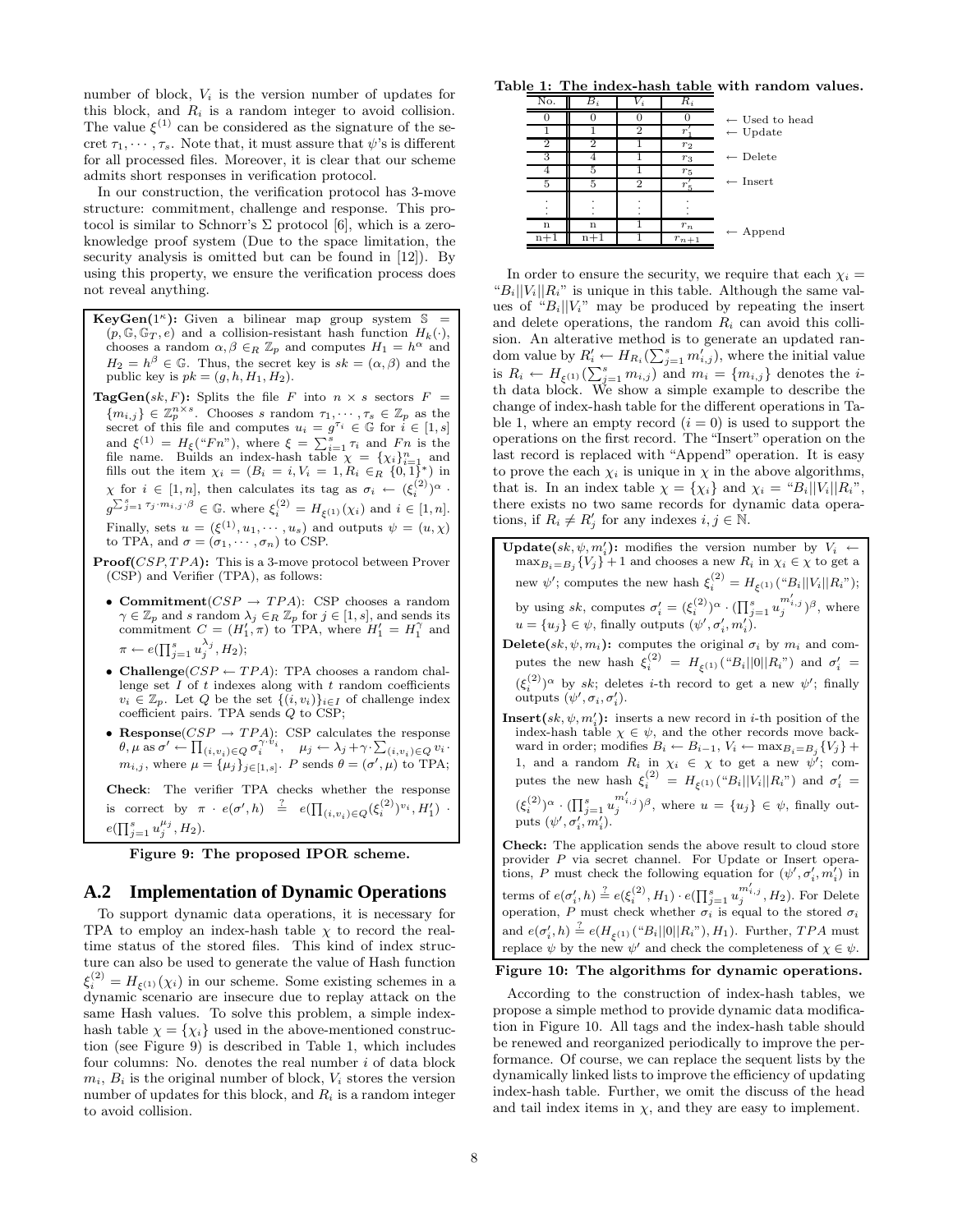number of block, $V_i$ is the version number of updates for this block, and $R_i$ is a random integer to avoid collision. The value $\xi^{(1)}$ can be considered as the signature of the secret $\tau_1, \cdots, \tau_s$. Note that, it must assure that $\psi$'s is different for all processed files. Moreover, it is clear that our scheme admits short responses in verification protocol.

In our construction, the verification protocol has 3-move structure: commitment, challenge and response. This protocol is similar to Schnorr's $\Sigma$ protocol [6], which is a zero-knowledge proof system (Due to the space limitation, the security analysis is omitted but can be found in [12]). By using this property, we ensure the verification process does not reveal anything.

**KeyGen($1^\kappa$):** Given a bilinear map group system $\mathbb{S} = (p, \mathbb{G}, \mathbb{G}_T, e)$ and a collision-resistant hash function $H_k(\cdot)$, chooses a random $\alpha, \beta \in_R \mathbb{Z}_p$ and computes $H_1 = h^\alpha$ and $H_2 = h^\beta \in \mathbb{G}$. Thus, the secret key is $sk = (\alpha, \beta)$ and the public key is $pk = (g, h, H_1, H_2)$.

**TagGen($sk, F$):** Splits the file $F$ into $n \times s$ sectors $F = \{m_{i,j}\} \in \mathbb{Z}_p^{n \times s}$. Chooses $s$ random $\tau_1, \cdots, \tau_s \in \mathbb{Z}_p$ as the secret of this file and computes $u_i = g^{\tau_i} \in \mathbb{G}$ for $i \in [1, s]$ and $\xi^{(1)} = H_\xi(\text{"}Fn\text{"})$, where $\xi = \sum_{i=1}^{s} \tau_i$ and $Fn$ is the file name. Builds an index-hash table $\chi = \{\chi_i\}_{i=1}^{n}$ and fills out the item $\chi_i = (B_i = i, V_i = 1, R_i \in_R \{0,1\}^*)$ in $\chi$ for $i \in [1, n]$, then calculates its tag as $\sigma_i \leftarrow (\xi_i^{(2)})^\alpha \cdot g^{\sum_{j=1}^{s} \tau_j \cdot m_{i,j} \cdot \beta} \in \mathbb{G}$. where $\xi_i^{(2)} = H_{\xi^{(1)}}(\chi_i)$ and $i \in [1, n]$. Finally, sets $u = (\xi^{(1)}, u_1, \cdots, u_s)$ and outputs $\psi = (u, \chi)$ to TPA, and $\sigma = (\sigma_1, \cdots, \sigma_n)$ to CSP.

**Proof($CSP, TPA$):** This is a 3-move protocol between Prover (CSP) and Verifier (TPA), as follows:

- **Commitment**($CSP \rightarrow TPA$): CSP chooses a random $\gamma \in \mathbb{Z}_p$ and $s$ random $\lambda_j \in_R \mathbb{Z}_p$ for $j \in [1, s]$, and sends its commitment $C = (H_1', \pi)$ to TPA, where $H_1' = H_1^\gamma$ and $\pi \leftarrow e(\prod_{j=1}^{s} u_j^{\lambda_j}, H_2)$;
- **Challenge**($CSP \leftarrow TPA$): TPA chooses a random challenge set $I$ of $t$ indexes along with $t$ random coefficients $v_i \in \mathbb{Z}_p$. Let $Q$ be the set $\{(i, v_i)\}_{i \in I}$ of challenge index coefficient pairs. TPA sends $Q$ to CSP;
- **Response**($CSP \rightarrow TPA$): CSP calculates the response $\theta, \mu$ as $\sigma' \leftarrow \prod_{(i,v_i) \in Q} \sigma_i^{\gamma \cdot v_i}$, $\mu_j \leftarrow \lambda_j + \gamma \cdot \sum_{(i,v_i) \in Q} v_i \cdot m_{i,j}$, where $\mu = \{\mu_j\}_{j \in [1,s]}$. $P$ sends $\theta = (\sigma', \mu)$ to TPA;

**Check**: The verifier TPA checks whether the response is correct by $\pi \cdot e(\sigma', h) \stackrel{?}{=} e(\prod_{(i,v_i) \in Q} (\xi_i^{(2)})^{v_i}, H_1') \cdot e(\prod_{j=1}^{s} u_j^{\mu_j}, H_2)$.

**Figure 9: The proposed IPOR scheme.**

## A.2 Implementation of Dynamic Operations

To support dynamic data operations, it is necessary for TPA to employ an index-hash table $\chi$ to record the real-time status of the stored files. This kind of index structure can also be used to generate the value of Hash function $\xi_i^{(2)} = H_{\xi^{(1)}}(\chi_i)$ in our scheme. Some existing schemes in a dynamic scenario are insecure due to replay attack on the same Hash values. To solve this problem, a simple index-hash table $\chi = \{\chi_i\}$ used in the above-mentioned construction (see Figure 9) is described in Table 1, which includes four columns: No. denotes the real number $i$ of data block $m_i$, $B_i$ is the original number of block, $V_i$ stores the version number of updates for this block, and $R_i$ is a random integer to avoid collision.

**Table 1: The index-hash table with random values.**

| No. | $B_i$ | $V_i$ | $R_i$ | |
|---|---|---|---|---|
| 0 | 0 | 0 | 0 | ← Used to head |
| 1 | 1 | 2 | $r_1'$ | ← Update |
| 2 | 2 | 1 | $r_2$ | |
| 3 | 4 | 1 | $r_3$ | ← Delete |
| 4 | 5 | 1 | $r_5$ | |
| 5 | 5 | 2 | $r_5'$ | ← Insert |
| ⋮ | ⋮ | ⋮ | ⋮ | |
| n | n | 1 | $r_n$ | |
| n+1 | n+1 | 1 | $r_{n+1}$ | ← Append |

In order to ensure the security, we require that each $\chi_i$ = "$B_i||V_i||R_i$" is unique in this table. Although the same values of "$B_i||V_i$" may be produced by repeating the insert and delete operations, the random $R_i$ can avoid this collision. An alterative method is to generate an updated random value by $R_i' \leftarrow H_{R_i}(\sum_{j=1}^{s} m_{i,j}')$, where the initial value is $R_i \leftarrow H_{\xi^{(1)}}(\sum_{j=1}^{s} m_{i,j})$ and $m_i = \{m_{i,j}\}$ denotes the $i$-th data block. We show a simple example to describe the change of index-hash table for the different operations in Table 1, where an empty record ($i = 0$) is used to support the operations on the first record. The "Insert" operation on the last record is replaced with "Append" operation. It is easy to prove the each $\chi_i$ is unique in $\chi$ in the above algorithms, that is. In an index table $\chi = \{\chi_i\}$ and $\chi_i$ = "$B_i||V_i||R_i$", there exists no two same records for dynamic data operations, if $R_i \neq R_j'$ for any indexes $i, j \in \mathbb{N}$.

**Update($sk, \psi, m_i'$):** modifies the version number by $V_i \leftarrow \max_{B_i = B_j}\{V_j\} + 1$ and chooses a new $R_i$ in $\chi_i \in \chi$ to get a new $\psi'$; computes the new hash $\xi_i^{(2)} = H_{\xi^{(1)}}(\text{"}B_i||V_i||R_i\text{"})$; by using $sk$, computes $\sigma_i' = (\xi_i^{(2)})^\alpha \cdot (\prod_{j=1}^{s} u_j^{m_{i,j}'})^\beta$, where $u = \{u_j\} \in \psi$, finally outputs $(\psi', \sigma_i', m_i')$.

**Delete($sk, \psi, m_i$):** computes the original $\sigma_i$ by $m_i$ and computes the new hash $\xi_i^{(2)} = H_{\xi^{(1)}}(\text{"}B_i||0||R_i\text{"})$ and $\sigma_i' = (\xi_i^{(2)})^\alpha$ by $sk$; deletes $i$-th record to get a new $\psi'$; finally outputs $(\psi', \sigma_i, \sigma_i')$.

**Insert($sk, \psi, m_i'$):** inserts a new record in $i$-th position of the index-hash table $\chi \in \psi$, and the other records move backward in order; modifies $B_i \leftarrow B_{i-1}$, $V_i \leftarrow \max_{B_i = B_j}\{V_j\} + 1$, and a random $R_i$ in $\chi_i \in \chi$ to get a new $\psi'$; computes the new hash $\xi_i^{(2)} = H_{\xi^{(1)}}(\text{"}B_i||V_i||R_i\text{"})$ and $\sigma_i' = (\xi_i^{(2)})^\alpha \cdot (\prod_{j=1}^{s} u_j^{m_{i,j}'})^\beta$, where $u = \{u_j\} \in \psi$, finally outputs $(\psi', \sigma_i', m_i')$.

**Check:** The application sends the above result to cloud store provider $P$ via secret channel. For Update or Insert operations, $P$ must check the following equation for $(\psi', \sigma_i', m_i')$ in terms of $e(\sigma_i', h) \stackrel{?}{=} e(\xi_i^{(2)}, H_1) \cdot e(\prod_{j=1}^{s} u_j^{m_{i,j}'}, H_2)$. For Delete operation, $P$ must check whether $\sigma_i$ is equal to the stored $\sigma_i$ and $e(\sigma_i', h) \stackrel{?}{=} e(H_{\xi^{(1)}}(\text{"}B_i||0||R_i\text{"}), H_1)$. Further, $TPA$ must replace $\psi$ by the new $\psi'$ and check the completeness of $\chi \in \psi$.

**Figure 10: The algorithms for dynamic operations.**

According to the construction of index-hash tables, we propose a simple method to provide dynamic data modification in Figure 10. All tags and the index-hash table should be renewed and reorganized periodically to improve the performance. Of course, we can replace the sequent lists by the dynamically linked lists to improve the efficiency of updating index-hash table. Further, we omit the discuss of the head and tail index items in $\chi$, and they are easy to implement.